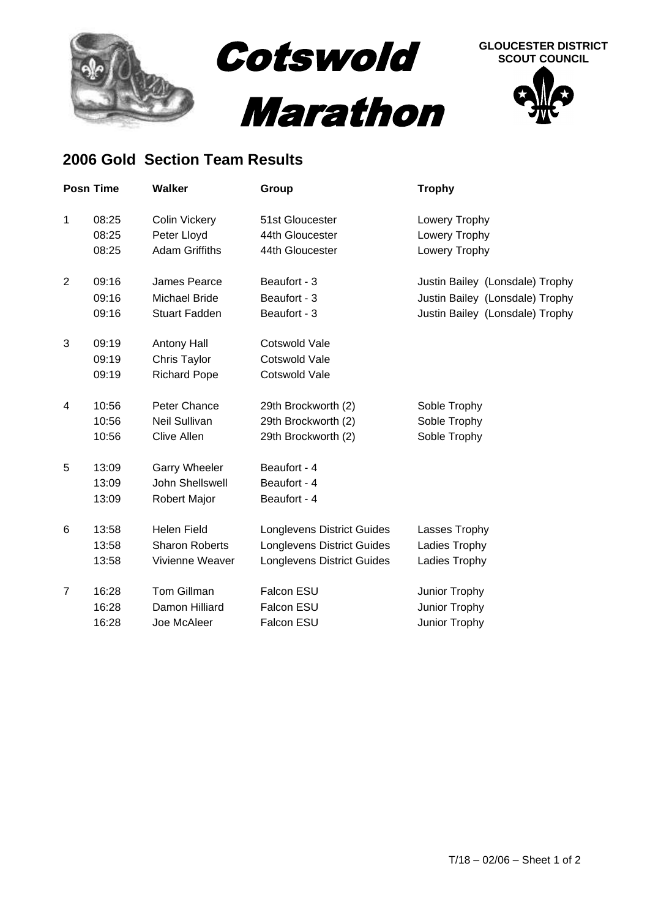# Cotswold Marathon

GLOUCESTER DISTRICT SCOUT COUNCIL

## 2006 Gold Section Team Results

| Posn | Time | Walker | Group | Trophy |
|---|---|---|---|---|
| 1 | 08:25 | Colin Vickery | 51st Gloucester | Lowery Trophy |
| | 08:25 | Peter Lloyd | 44th Gloucester | Lowery Trophy |
| | 08:25 | Adam Griffiths | 44th Gloucester | Lowery Trophy |
| 2 | 09:16 | James Pearce | Beaufort - 3 | Justin Bailey (Lonsdale) Trophy |
| | 09:16 | Michael Bride | Beaufort - 3 | Justin Bailey (Lonsdale) Trophy |
| | 09:16 | Stuart Fadden | Beaufort - 3 | Justin Bailey (Lonsdale) Trophy |
| 3 | 09:19 | Antony Hall | Cotswold Vale | |
| | 09:19 | Chris Taylor | Cotswold Vale | |
| | 09:19 | Richard Pope | Cotswold Vale | |
| 4 | 10:56 | Peter Chance | 29th Brockworth (2) | Soble Trophy |
| | 10:56 | Neil Sullivan | 29th Brockworth (2) | Soble Trophy |
| | 10:56 | Clive Allen | 29th Brockworth (2) | Soble Trophy |
| 5 | 13:09 | Garry Wheeler | Beaufort - 4 | |
| | 13:09 | John Shellswell | Beaufort - 4 | |
| | 13:09 | Robert Major | Beaufort - 4 | |
| 6 | 13:58 | Helen Field | Longlevens District Guides | Lasses Trophy |
| | 13:58 | Sharon Roberts | Longlevens District Guides | Ladies Trophy |
| | 13:58 | Vivienne Weaver | Longlevens District Guides | Ladies Trophy |
| 7 | 16:28 | Tom Gillman | Falcon ESU | Junior Trophy |
| | 16:28 | Damon Hilliard | Falcon ESU | Junior Trophy |
| | 16:28 | Joe McAleer | Falcon ESU | Junior Trophy |

T/18 – 02/06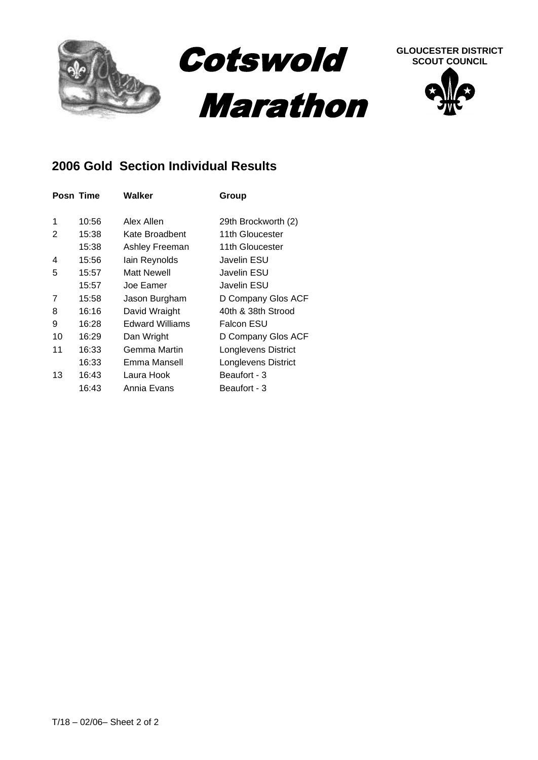# Cotswold Marathon

**GLOUCESTER DISTRICT SCOUT COUNCIL**

## 2006 Gold Section Individual Results

| Posn | Time | Walker | Group |
|---|---|---|---|
| 1 | 10:56 | Alex Allen | 29th Brockworth (2) |
| 2 | 15:38 | Kate Broadbent | 11th Gloucester |
| | 15:38 | Ashley Freeman | 11th Gloucester |
| 4 | 15:56 | Iain Reynolds | Javelin ESU |
| 5 | 15:57 | Matt Newell | Javelin ESU |
| | 15:57 | Joe Eamer | Javelin ESU |
| 7 | 15:58 | Jason Burgham | D Company Glos ACF |
| 8 | 16:16 | David Wraight | 40th & 38th Strood |
| 9 | 16:28 | Edward Williams | Falcon ESU |
| 10 | 16:29 | Dan Wright | D Company Glos ACF |
| 11 | 16:33 | Gemma Martin | Longlevens District |
| | 16:33 | Emma Mansell | Longlevens District |
| 13 | 16:43 | Laura Hook | Beaufort - 3 |
| | 16:43 | Annia Evans | Beaufort - 3 |

T/18 – 02/06– Sheet 2 of 2